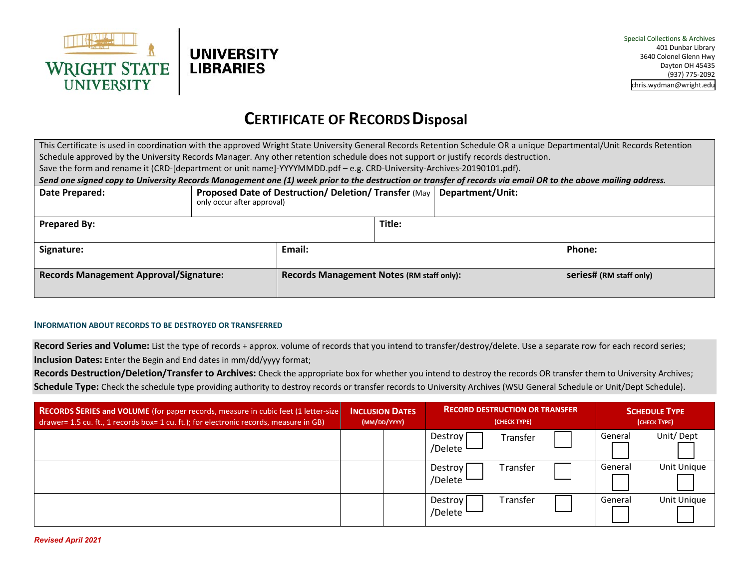WRIGHT STATE UNIVERSITY | UNIVERSITY LIBRARIES

Special Collections & Archives
401 Dunbar Library
3640 Colonel Glenn Hwy
Dayton OH 45435
(937) 775-2092
chris.wydman@wright.edu

# CERTIFICATE OF RECORDS Disposal

This Certificate is used in coordination with the approved Wright State University General Records Retention Schedule OR a unique Departmental/Unit Records Retention Schedule approved by the University Records Manager. Any other retention schedule does not support or justify records destruction.
Save the form and rename it (CRD-[department or unit name]-YYYYMMDD.pdf – e.g. CRD-University-Archives-20190101.pdf).
***Send one signed copy to University Records Management one (1) week prior to the destruction or transfer of records via email OR to the above mailing address.***

| **Date Prepared:** | **Proposed Date of Destruction/ Deletion/ Transfer** (May only occur after approval) | **Department/Unit:** |
|---|---|---|
| **Prepared By:** | **Title:** | |
| **Signature:** | **Email:** | **Phone:** |
| **Records Management Approval/Signature:** | **Records Management Notes (RM staff only):** | **series# (RM staff only)** |

#### INFORMATION ABOUT RECORDS TO BE DESTROYED OR TRANSFERRED

**Record Series and Volume:** List the type of records + approx. volume of records that you intend to transfer/destroy/delete. Use a separate row for each record series;
**Inclusion Dates:** Enter the Begin and End dates in mm/dd/yyyy format;
**Records Destruction/Deletion/Transfer to Archives:** Check the appropriate box for whether you intend to destroy the records OR transfer them to University Archives;
**Schedule Type:** Check the schedule type providing authority to destroy records or transfer records to University Archives (WSU General Schedule or Unit/Dept Schedule).

| **RECORDS SERIES and VOLUME** (for paper records, measure in cubic feet (1 letter-size drawer= 1.5 cu. ft., 1 records box= 1 cu. ft.); for electronic records, measure in GB) | **INCLUSION DATES** (MM/DD/YYYY) | | **RECORD DESTRUCTION OR TRANSFER** (CHECK TYPE) | | **SCHEDULE TYPE** (CHECK TYPE) | |
|---|---|---|---|---|---|---|
| | | | Destroy /Delete ☐ | Transfer ☐ | General ☐ | Unit/ Dept ☐ |
| | | | Destroy /Delete ☐ | Transfer ☐ | General ☐ | Unit Unique ☐ |
| | | | Destroy /Delete ☐ | Transfer ☐ | General ☐ | Unit Unique ☐ |

*Revised April 2021*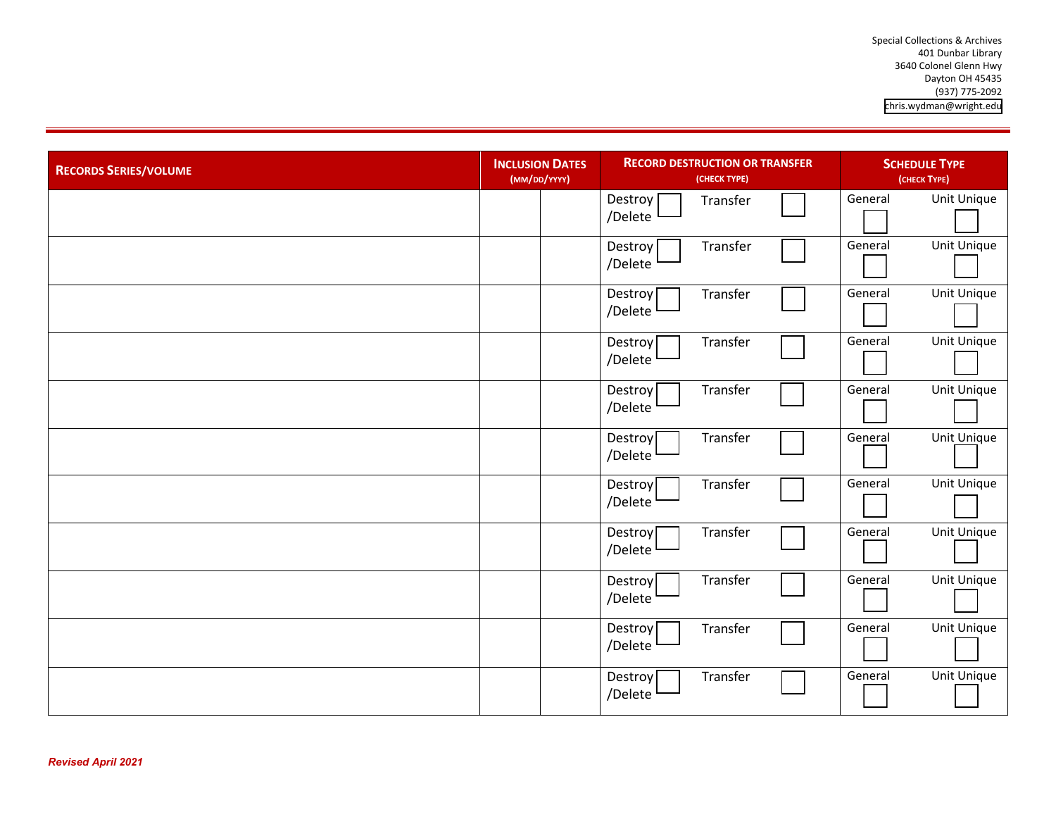Special Collections & Archives
401 Dunbar Library
3640 Colonel Glenn Hwy
Dayton OH 45435
(937) 775-2092
chris.wydman@wright.edu

| Records Series/Volume | Inclusion Dates (mm/dd/yyyy) | | Record Destruction or Transfer (check type) | Schedule Type (check type) |
|---|---|---|---|---|
| | | | Destroy /Delete ☐ Transfer ☐ | General ☐ Unit Unique ☐ |
| | | | Destroy /Delete ☐ Transfer ☐ | General ☐ Unit Unique ☐ |
| | | | Destroy /Delete ☐ Transfer ☐ | General ☐ Unit Unique ☐ |
| | | | Destroy /Delete ☐ Transfer ☐ | General ☐ Unit Unique ☐ |
| | | | Destroy /Delete ☐ Transfer ☐ | General ☐ Unit Unique ☐ |
| | | | Destroy /Delete ☐ Transfer ☐ | General ☐ Unit Unique ☐ |
| | | | Destroy /Delete ☐ Transfer ☐ | General ☐ Unit Unique ☐ |
| | | | Destroy /Delete ☐ Transfer ☐ | General ☐ Unit Unique ☐ |
| | | | Destroy /Delete ☐ Transfer ☐ | General ☐ Unit Unique ☐ |
| | | | Destroy /Delete ☐ Transfer ☐ | General ☐ Unit Unique ☐ |
| | | | Destroy /Delete ☐ Transfer ☐ | General ☐ Unit Unique ☐ |

*Revised April 2021*